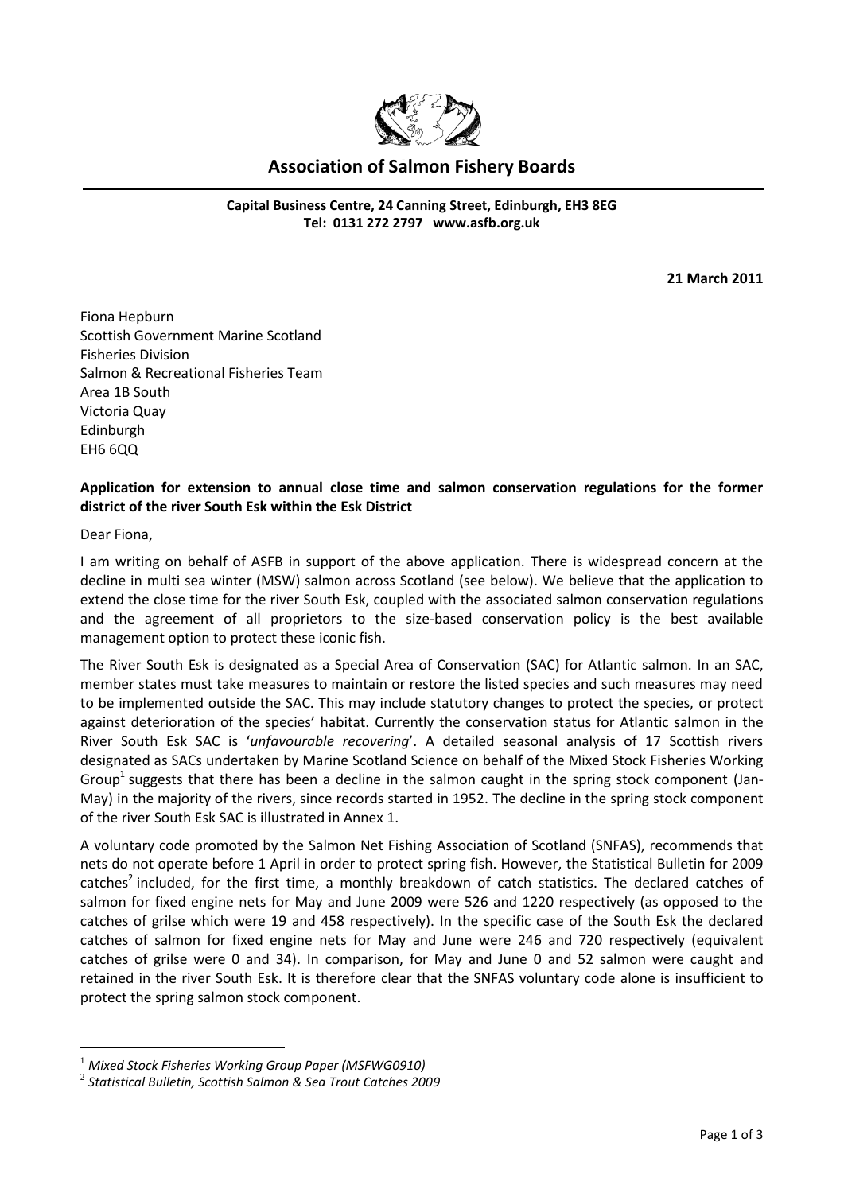# Association of Salmon Fishery Boards

**Capital Business Centre, 24 Canning Street, Edinburgh, EH3 8EG**
**Tel: 0131 272 2797 www.asfb.org.uk**

**21 March 2011**

Fiona Hepburn
Scottish Government Marine Scotland
Fisheries Division
Salmon & Recreational Fisheries Team
Area 1B South
Victoria Quay
Edinburgh
EH6 6QQ

**Application for extension to annual close time and salmon conservation regulations for the former district of the river South Esk within the Esk District**

Dear Fiona,

I am writing on behalf of ASFB in support of the above application. There is widespread concern at the decline in multi sea winter (MSW) salmon across Scotland (see below). We believe that the application to extend the close time for the river South Esk, coupled with the associated salmon conservation regulations and the agreement of all proprietors to the size-based conservation policy is the best available management option to protect these iconic fish.

The River South Esk is designated as a Special Area of Conservation (SAC) for Atlantic salmon. In an SAC, member states must take measures to maintain or restore the listed species and such measures may need to be implemented outside the SAC. This may include statutory changes to protect the species, or protect against deterioration of the species' habitat. Currently the conservation status for Atlantic salmon in the River South Esk SAC is '*unfavourable recovering*'. A detailed seasonal analysis of 17 Scottish rivers designated as SACs undertaken by Marine Scotland Science on behalf of the Mixed Stock Fisheries Working Group[1] suggests that there has been a decline in the salmon caught in the spring stock component (Jan-May) in the majority of the rivers, since records started in 1952. The decline in the spring stock component of the river South Esk SAC is illustrated in Annex 1.

A voluntary code promoted by the Salmon Net Fishing Association of Scotland (SNFAS), recommends that nets do not operate before 1 April in order to protect spring fish. However, the Statistical Bulletin for 2009 catches[2] included, for the first time, a monthly breakdown of catch statistics. The declared catches of salmon for fixed engine nets for May and June 2009 were 526 and 1220 respectively (as opposed to the catches of grilse which were 19 and 458 respectively). In the specific case of the South Esk the declared catches of salmon for fixed engine nets for May and June were 246 and 720 respectively (equivalent catches of grilse were 0 and 34). In comparison, for May and June 0 and 52 salmon were caught and retained in the river South Esk. It is therefore clear that the SNFAS voluntary code alone is insufficient to protect the spring salmon stock component.

[1] *Mixed Stock Fisheries Working Group Paper (MSFWG0910)*

[2] *Statistical Bulletin, Scottish Salmon & Sea Trout Catches 2009*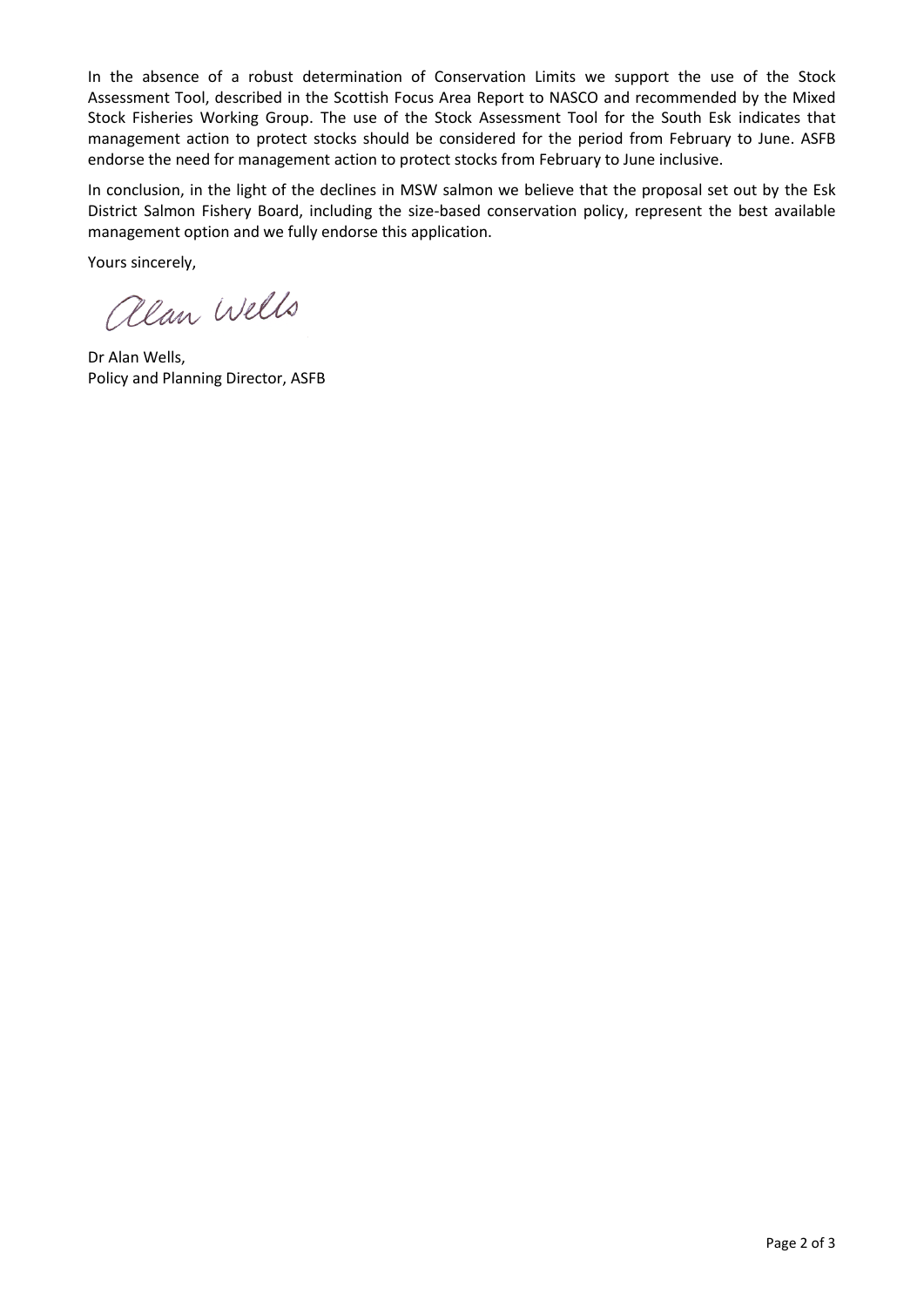In the absence of a robust determination of Conservation Limits we support the use of the Stock Assessment Tool, described in the Scottish Focus Area Report to NASCO and recommended by the Mixed Stock Fisheries Working Group. The use of the Stock Assessment Tool for the South Esk indicates that management action to protect stocks should be considered for the period from February to June. ASFB endorse the need for management action to protect stocks from February to June inclusive.

In conclusion, in the light of the declines in MSW salmon we believe that the proposal set out by the Esk District Salmon Fishery Board, including the size-based conservation policy, represent the best available management option and we fully endorse this application.

Yours sincerely,

Alan Wells

Dr Alan Wells,
Policy and Planning Director, ASFB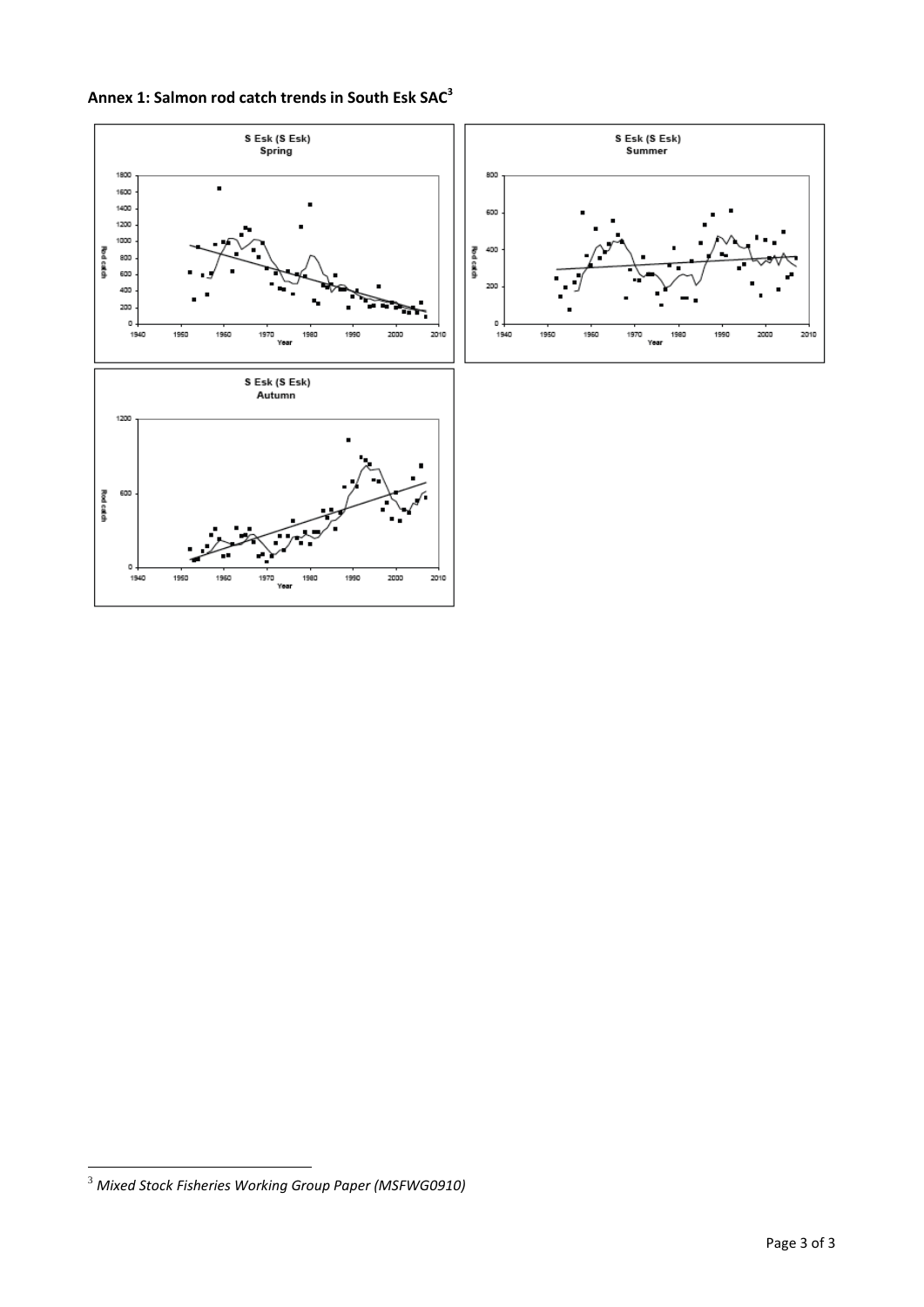**Annex 1: Salmon rod catch trends in South Esk SAC[3]**

S Esk (S Esk)
Spring

1800
1600
1400
1200
1000
800
600
400
200
0

Rod catch

1940 1950 1960 1970 1980 1990 2000 2010
Year

S Esk (S Esk)
Summer

800
600
400
200
0

Rod catch

1940 1950 1960 1970 1980 1990 2000 2010
Year

S Esk (S Esk)
Autumn

1200
600
0

Rod catch

1940 1950 1960 1970 1980 1990 2000 2010
Year

---

[3] *Mixed Stock Fisheries Working Group Paper (MSFWG0910)*